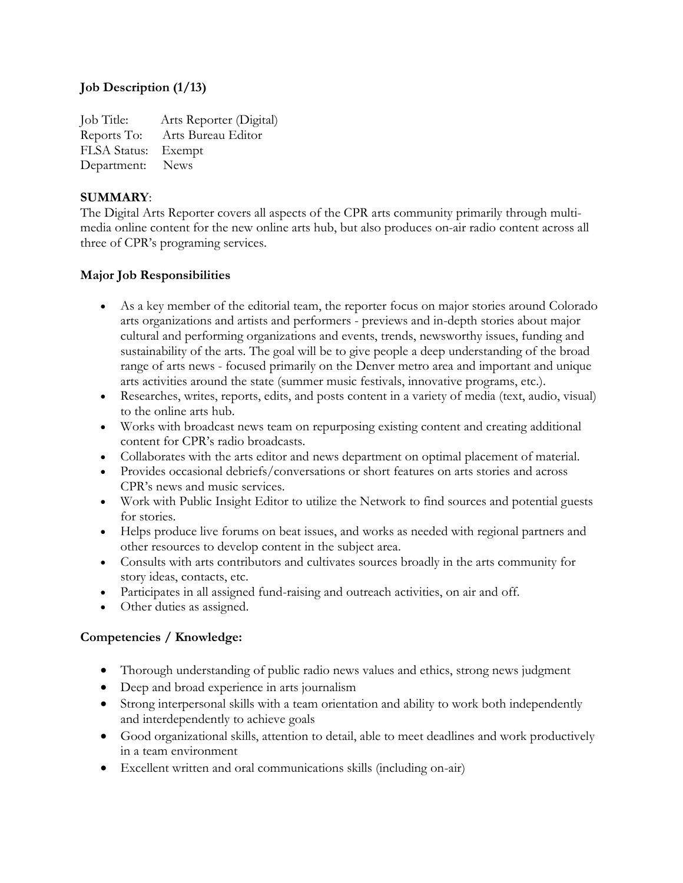**Job Description (1/13)**

Job Title: Arts Reporter (Digital)
Reports To: Arts Bureau Editor
FLSA Status: Exempt
Department: News

**SUMMARY**:
The Digital Arts Reporter covers all aspects of the CPR arts community primarily through multi-media online content for the new online arts hub, but also produces on-air radio content across all three of CPR's programing services.

**Major Job Responsibilities**

- As a key member of the editorial team, the reporter focus on major stories around Colorado arts organizations and artists and performers - previews and in-depth stories about major cultural and performing organizations and events, trends, newsworthy issues, funding and sustainability of the arts. The goal will be to give people a deep understanding of the broad range of arts news - focused primarily on the Denver metro area and important and unique arts activities around the state (summer music festivals, innovative programs, etc.).
- Researches, writes, reports, edits, and posts content in a variety of media (text, audio, visual) to the online arts hub.
- Works with broadcast news team on repurposing existing content and creating additional content for CPR's radio broadcasts.
- Collaborates with the arts editor and news department on optimal placement of material.
- Provides occasional debriefs/conversations or short features on arts stories and across CPR's news and music services.
- Work with Public Insight Editor to utilize the Network to find sources and potential guests for stories.
- Helps produce live forums on beat issues, and works as needed with regional partners and other resources to develop content in the subject area.
- Consults with arts contributors and cultivates sources broadly in the arts community for story ideas, contacts, etc.
- Participates in all assigned fund-raising and outreach activities, on air and off.
- Other duties as assigned.

**Competencies / Knowledge:**

- Thorough understanding of public radio news values and ethics, strong news judgment
- Deep and broad experience in arts journalism
- Strong interpersonal skills with a team orientation and ability to work both independently and interdependently to achieve goals
- Good organizational skills, attention to detail, able to meet deadlines and work productively in a team environment
- Excellent written and oral communications skills (including on-air)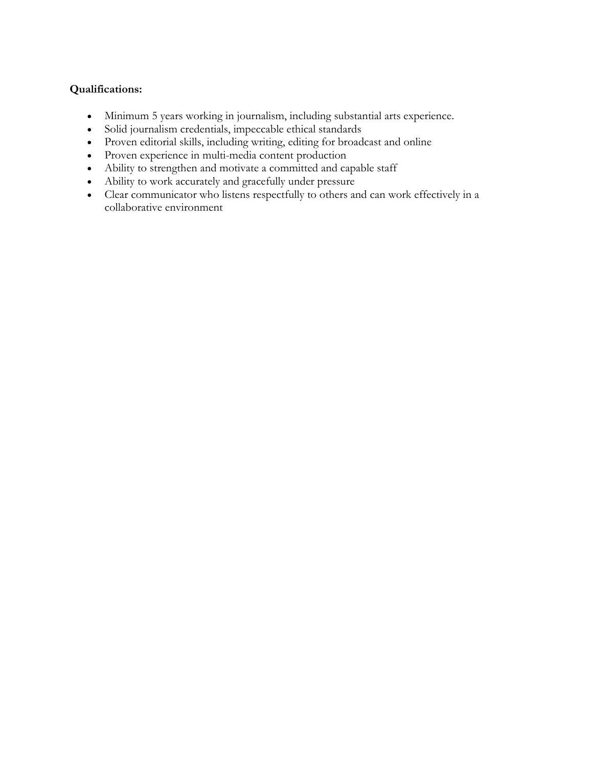**Qualifications:**

- Minimum 5 years working in journalism, including substantial arts experience.
- Solid journalism credentials, impeccable ethical standards
- Proven editorial skills, including writing, editing for broadcast and online
- Proven experience in multi-media content production
- Ability to strengthen and motivate a committed and capable staff
- Ability to work accurately and gracefully under pressure
- Clear communicator who listens respectfully to others and can work effectively in a collaborative environment